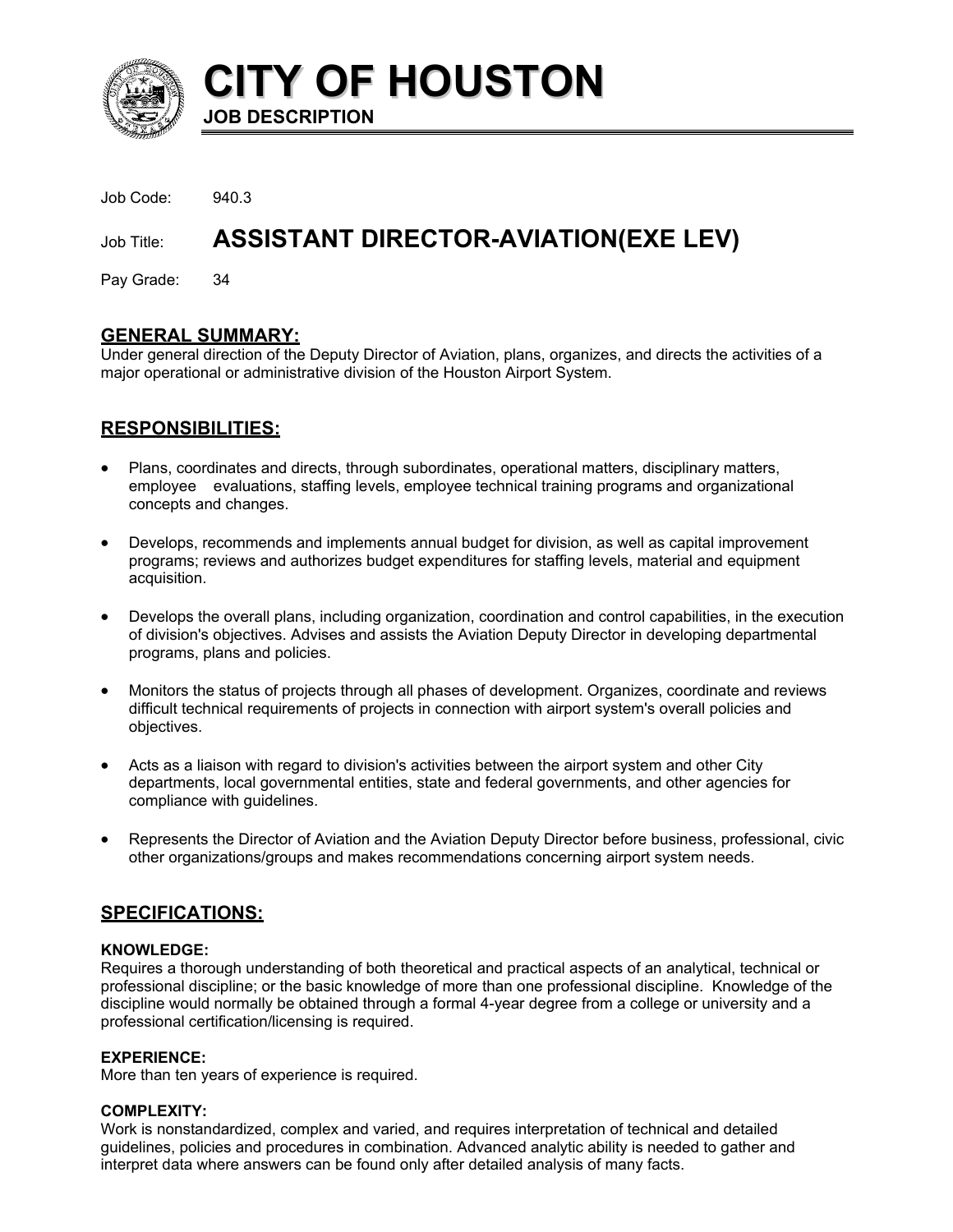# CITY OF HOUSTON

**JOB DESCRIPTION**

Job Code: 940.3

Job Title: **ASSISTANT DIRECTOR-AVIATION(EXE LEV)**

Pay Grade: 34

## GENERAL SUMMARY:

Under general direction of the Deputy Director of Aviation, plans, organizes, and directs the activities of a major operational or administrative division of the Houston Airport System.

## RESPONSIBILITIES:

- Plans, coordinates and directs, through subordinates, operational matters, disciplinary matters, employee evaluations, staffing levels, employee technical training programs and organizational concepts and changes.
- Develops, recommends and implements annual budget for division, as well as capital improvement programs; reviews and authorizes budget expenditures for staffing levels, material and equipment acquisition.
- Develops the overall plans, including organization, coordination and control capabilities, in the execution of division's objectives. Advises and assists the Aviation Deputy Director in developing departmental programs, plans and policies.
- Monitors the status of projects through all phases of development. Organizes, coordinate and reviews difficult technical requirements of projects in connection with airport system's overall policies and objectives.
- Acts as a liaison with regard to division's activities between the airport system and other City departments, local governmental entities, state and federal governments, and other agencies for compliance with guidelines.
- Represents the Director of Aviation and the Aviation Deputy Director before business, professional, civic other organizations/groups and makes recommendations concerning airport system needs.

## SPECIFICATIONS:

### KNOWLEDGE:

Requires a thorough understanding of both theoretical and practical aspects of an analytical, technical or professional discipline; or the basic knowledge of more than one professional discipline. Knowledge of the discipline would normally be obtained through a formal 4-year degree from a college or university and a professional certification/licensing is required.

### EXPERIENCE:

More than ten years of experience is required.

### COMPLEXITY:

Work is nonstandardized, complex and varied, and requires interpretation of technical and detailed guidelines, policies and procedures in combination. Advanced analytic ability is needed to gather and interpret data where answers can be found only after detailed analysis of many facts.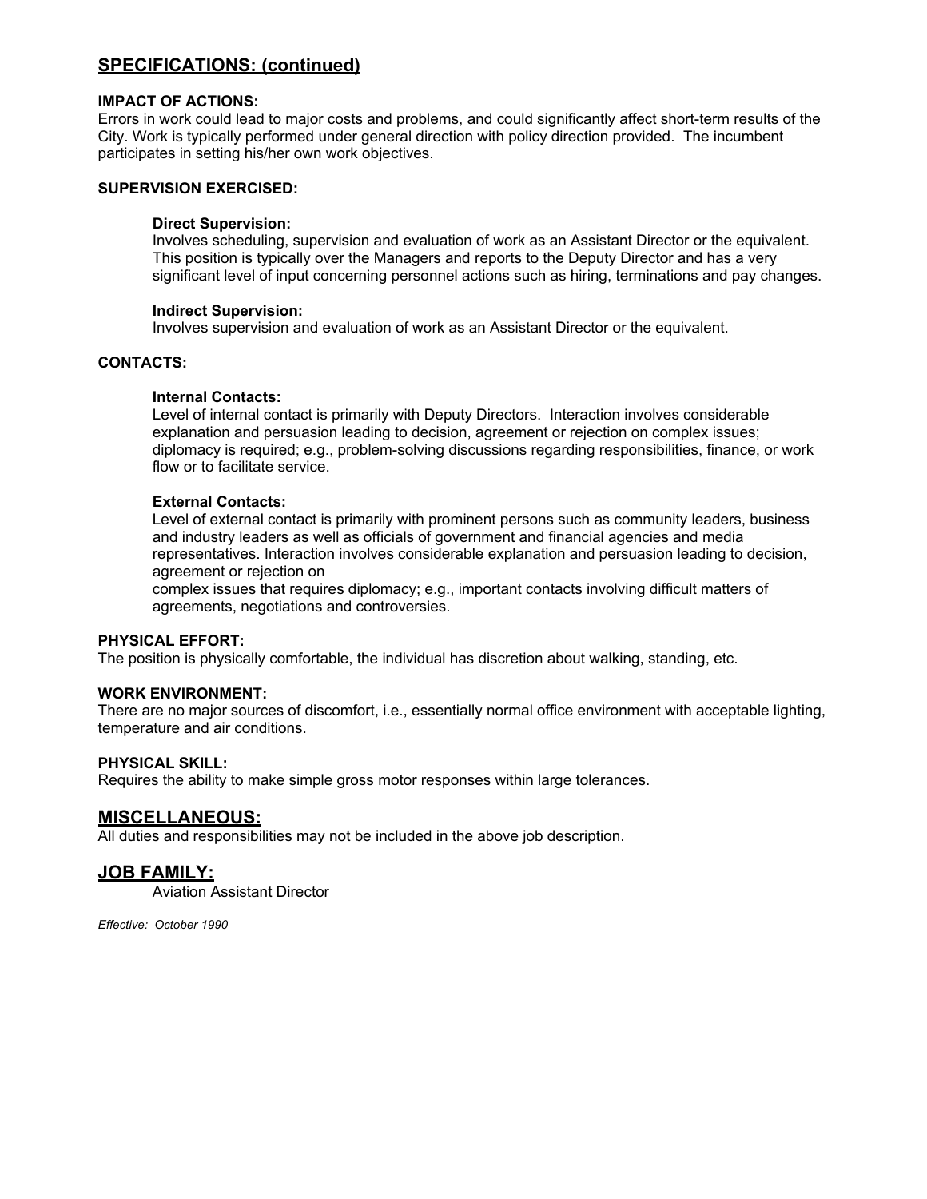## SPECIFICATIONS: (continued)

**IMPACT OF ACTIONS:**

Errors in work could lead to major costs and problems, and could significantly affect short-term results of the City. Work is typically performed under general direction with policy direction provided. The incumbent participates in setting his/her own work objectives.

**SUPERVISION EXERCISED:**

**Direct Supervision:**

Involves scheduling, supervision and evaluation of work as an Assistant Director or the equivalent. This position is typically over the Managers and reports to the Deputy Director and has a very significant level of input concerning personnel actions such as hiring, terminations and pay changes.

**Indirect Supervision:**

Involves supervision and evaluation of work as an Assistant Director or the equivalent.

**CONTACTS:**

**Internal Contacts:**

Level of internal contact is primarily with Deputy Directors. Interaction involves considerable explanation and persuasion leading to decision, agreement or rejection on complex issues; diplomacy is required; e.g., problem-solving discussions regarding responsibilities, finance, or work flow or to facilitate service.

**External Contacts:**

Level of external contact is primarily with prominent persons such as community leaders, business and industry leaders as well as officials of government and financial agencies and media representatives. Interaction involves considerable explanation and persuasion leading to decision, agreement or rejection on
complex issues that requires diplomacy; e.g., important contacts involving difficult matters of agreements, negotiations and controversies.

**PHYSICAL EFFORT:**

The position is physically comfortable, the individual has discretion about walking, standing, etc.

**WORK ENVIRONMENT:**

There are no major sources of discomfort, i.e., essentially normal office environment with acceptable lighting, temperature and air conditions.

**PHYSICAL SKILL:**

Requires the ability to make simple gross motor responses within large tolerances.

## MISCELLANEOUS:

All duties and responsibilities may not be included in the above job description.

## JOB FAMILY:

Aviation Assistant Director

*Effective: October 1990*